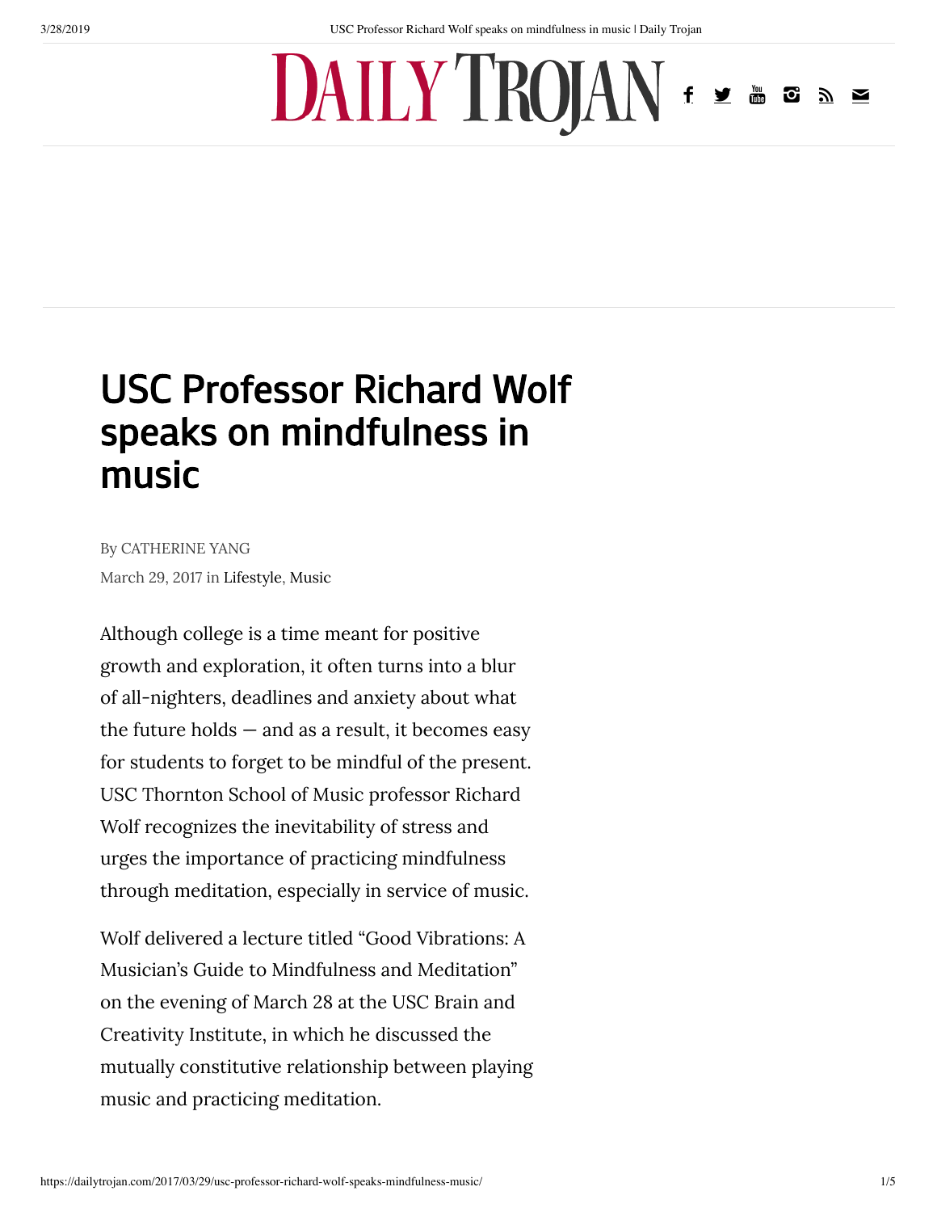# USC Professor Richard Wolf speaks on mindfulness in music

By CATHERINE YANG

March 29, 2017 in Lifestyle, Music

Although college is a time meant for positive growth and exploration, it often turns into a blur of all-nighters, deadlines and anxiety about what the future holds — and as a result, it becomes easy for students to forget to be mindful of the present. USC Thornton School of Music professor Richard Wolf recognizes the inevitability of stress and urges the importance of practicing mindfulness through meditation, especially in service of music.

Wolf delivered a lecture titled "Good Vibrations: A Musician's Guide to Mindfulness and Meditation" on the evening of March 28 at the USC Brain and Creativity Institute, in which he discussed the mutually constitutive relationship between playing music and practicing meditation.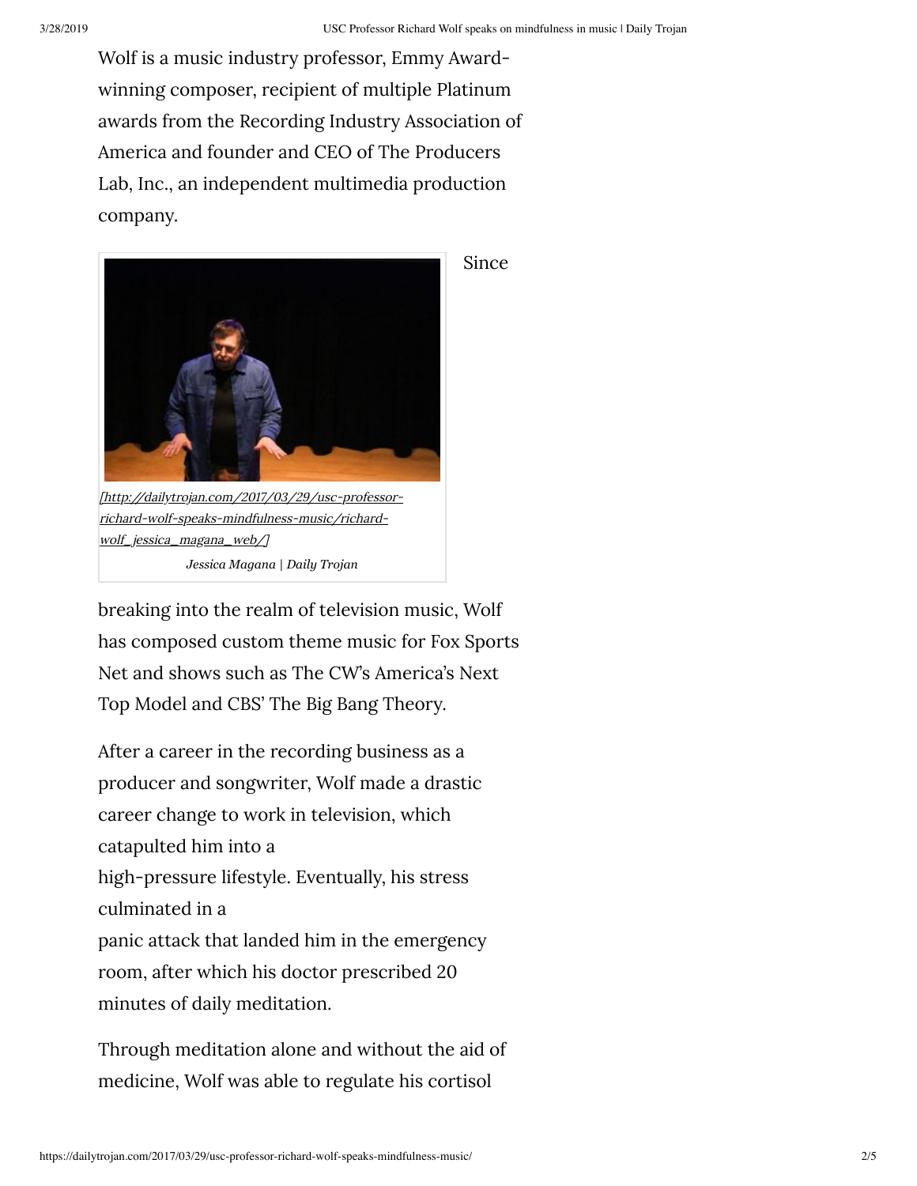Wolf is a music industry professor, Emmy Award-winning composer, recipient of multiple Platinum awards from the Recording Industry Association of America and founder and CEO of The Producers Lab, Inc., an independent multimedia production company.

[http://dailytrojan.com/2017/03/29/usc-professor-richard-wolf-speaks-mindfulness-music/richard-wolf_jessica_magana_web/]

*Jessica Magana | Daily Trojan*

Since breaking into the realm of television music, Wolf has composed custom theme music for Fox Sports Net and shows such as The CW's America's Next Top Model and CBS' The Big Bang Theory.

After a career in the recording business as a producer and songwriter, Wolf made a drastic career change to work in television, which catapulted him into a high-pressure lifestyle. Eventually, his stress culminated in a panic attack that landed him in the emergency room, after which his doctor prescribed 20 minutes of daily meditation.

Through meditation alone and without the aid of medicine, Wolf was able to regulate his cortisol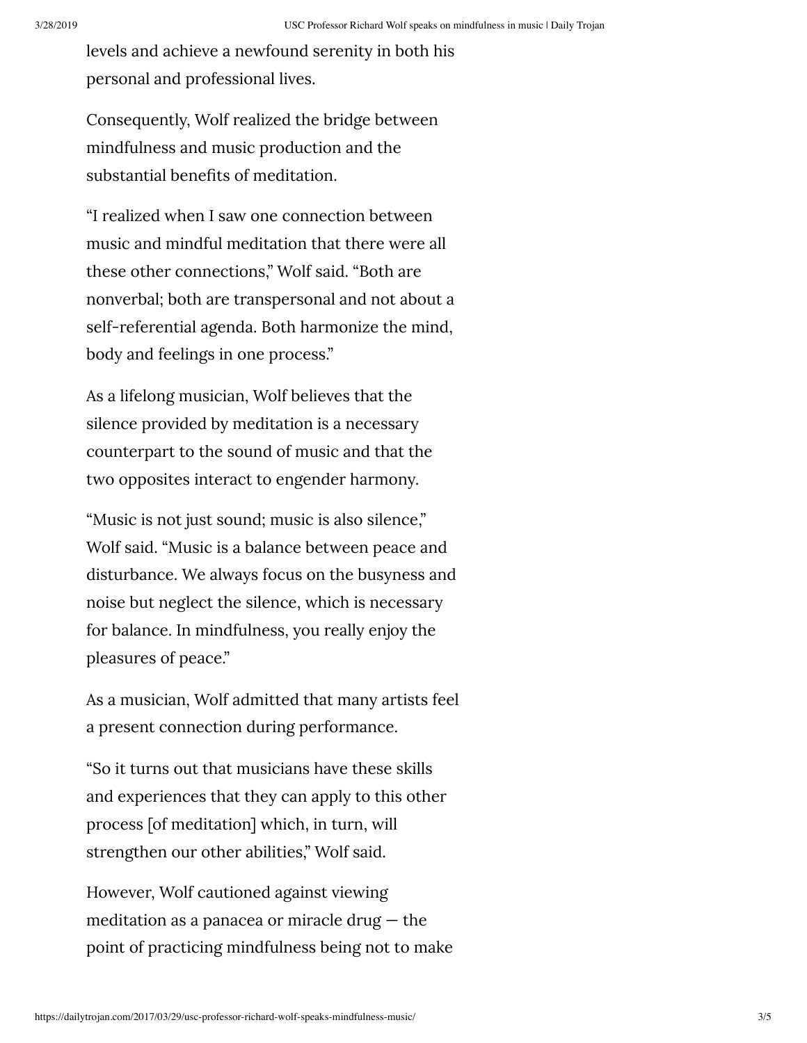levels and achieve a newfound serenity in both his personal and professional lives.

Consequently, Wolf realized the bridge between mindfulness and music production and the substantial benefits of meditation.

"I realized when I saw one connection between music and mindful meditation that there were all these other connections," Wolf said. "Both are nonverbal; both are transpersonal and not about a self-referential agenda. Both harmonize the mind, body and feelings in one process."

As a lifelong musician, Wolf believes that the silence provided by meditation is a necessary counterpart to the sound of music and that the two opposites interact to engender harmony.

"Music is not just sound; music is also silence," Wolf said. "Music is a balance between peace and disturbance. We always focus on the busyness and noise but neglect the silence, which is necessary for balance. In mindfulness, you really enjoy the pleasures of peace."

As a musician, Wolf admitted that many artists feel a present connection during performance.

"So it turns out that musicians have these skills and experiences that they can apply to this other process [of meditation] which, in turn, will strengthen our other abilities," Wolf said.

However, Wolf cautioned against viewing meditation as a panacea or miracle drug — the point of practicing mindfulness being not to make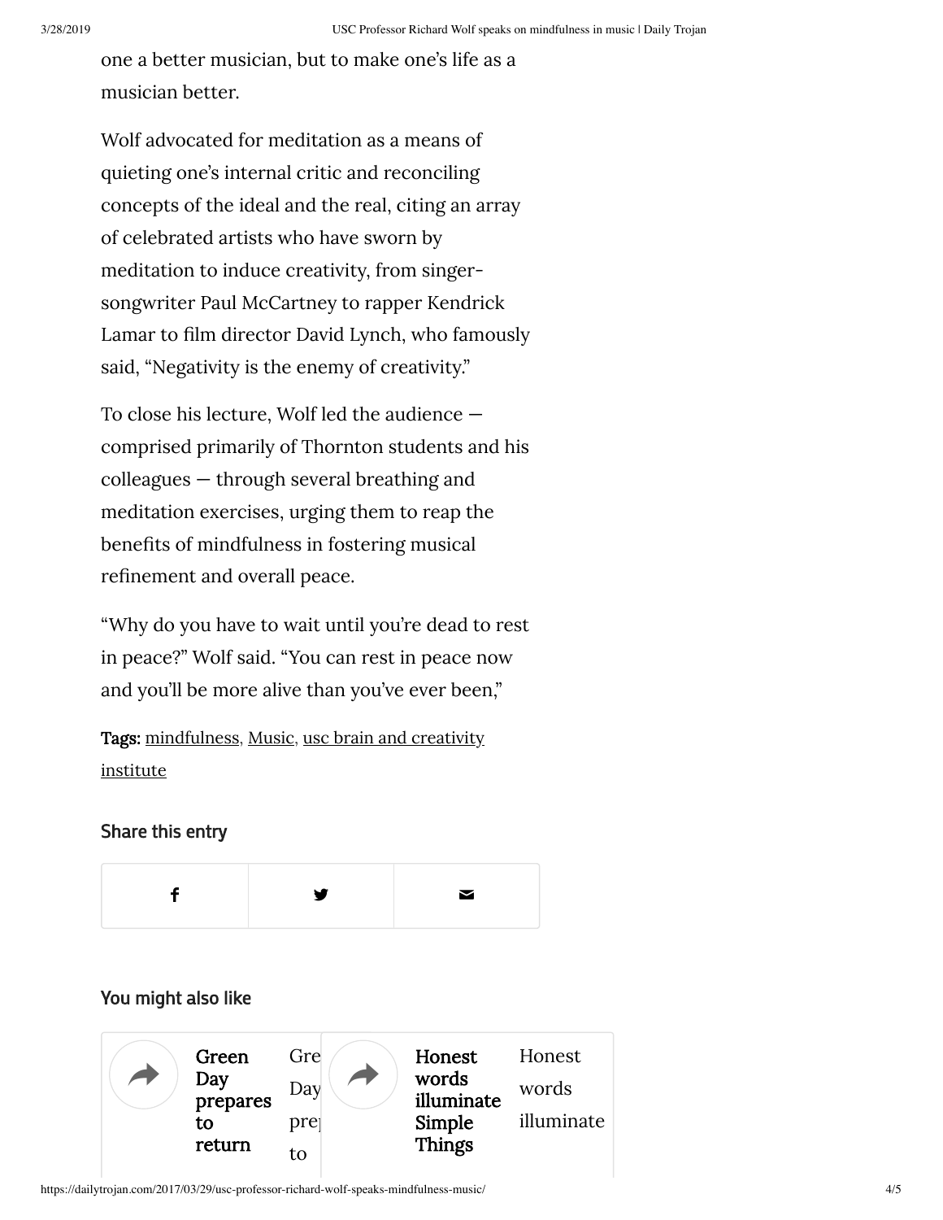one a better musician, but to make one's life as a musician better.

Wolf advocated for meditation as a means of quieting one's internal critic and reconciling concepts of the ideal and the real, citing an array of celebrated artists who have sworn by meditation to induce creativity, from singer-songwriter Paul McCartney to rapper Kendrick Lamar to film director David Lynch, who famously said, "Negativity is the enemy of creativity."

To close his lecture, Wolf led the audience — comprised primarily of Thornton students and his colleagues — through several breathing and meditation exercises, urging them to reap the benefits of mindfulness in fostering musical refinement and overall peace.

"Why do you have to wait until you're dead to rest in peace?" Wolf said. "You can rest in peace now and you'll be more alive than you've ever been,"

**Tags:** mindfulness, Music, usc brain and creativity institute

### Share this entry

### You might also like

**Green Day prepares to return**

Green Day prepares to

**Honest words illuminate Simple Things**

Honest words illuminate